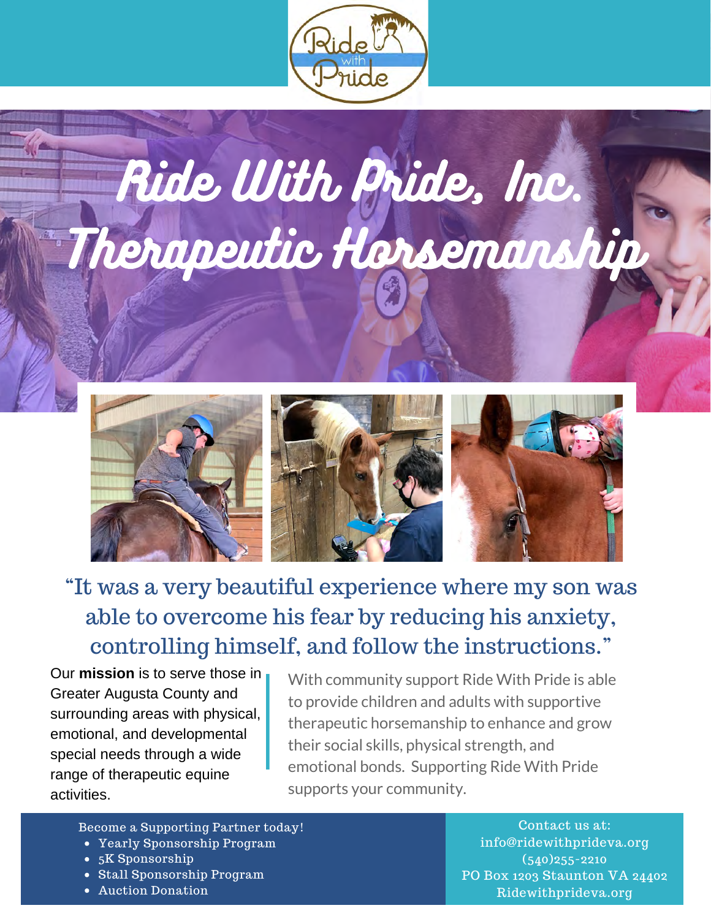# Ride With Pride, Inc. Therapeutic Horsemanship

"It was a very beautiful experience where my son was able to overcome his fear by reducing his anxiety, controlling himself, and follow the instructions."

Our **mission** is to serve those in Greater Augusta County and surrounding areas with physical, emotional, and developmental special needs through a wide range of therapeutic equine activities.

With community support Ride With Pride is able to provide children and adults with supportive therapeutic horsemanship to enhance and grow their social skills, physical strength, and emotional bonds. Supporting Ride With Pride supports your community.

Become a Supporting Partner today!

- Yearly Sponsorship Program
- 5K Sponsorship
- Stall Sponsorship Program
- Auction Donation

Contact us at:
info@ridewithprideva.org
(540)255-2210
PO Box 1203 Staunton VA 24402
Ridewithprideva.org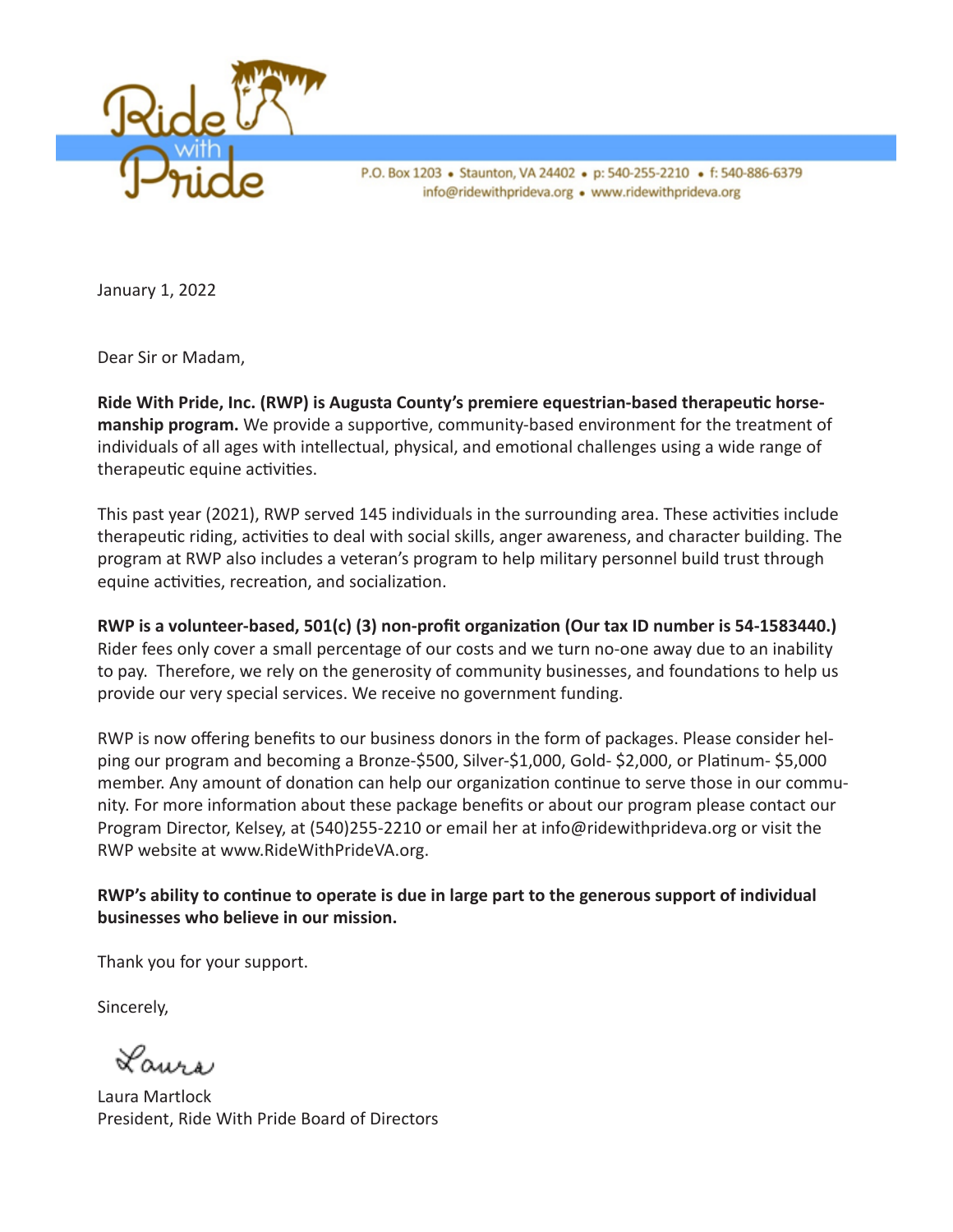Ride with Pride

P.O. Box 1203 • Staunton, VA 24402 • p: 540-255-2210 • f: 540-886-6379
info@ridewithprideva.org • www.ridewithprideva.org

January 1, 2022

Dear Sir or Madam,

**Ride With Pride, Inc. (RWP) is Augusta County's premiere equestrian-based therapeutic horsemanship program.** We provide a supportive, community-based environment for the treatment of individuals of all ages with intellectual, physical, and emotional challenges using a wide range of therapeutic equine activities.

This past year (2021), RWP served 145 individuals in the surrounding area. These activities include therapeutic riding, activities to deal with social skills, anger awareness, and character building. The program at RWP also includes a veteran's program to help military personnel build trust through equine activities, recreation, and socialization.

**RWP is a volunteer-based, 501(c) (3) non-profit organization (Our tax ID number is 54-1583440.)** Rider fees only cover a small percentage of our costs and we turn no-one away due to an inability to pay. Therefore, we rely on the generosity of community businesses, and foundations to help us provide our very special services. We receive no government funding.

RWP is now offering benefits to our business donors in the form of packages. Please consider helping our program and becoming a Bronze-$500, Silver-$1,000, Gold- $2,000, or Platinum- $5,000 member. Any amount of donation can help our organization continue to serve those in our community. For more information about these package benefits or about our program please contact our Program Director, Kelsey, at (540)255-2210 or email her at info@ridewithprideva.org or visit the RWP website at www.RideWithPrideVA.org.

**RWP's ability to continue to operate is due in large part to the generous support of individual businesses who believe in our mission.**

Thank you for your support.

Sincerely,

Laura

Laura Martlock
President, Ride With Pride Board of Directors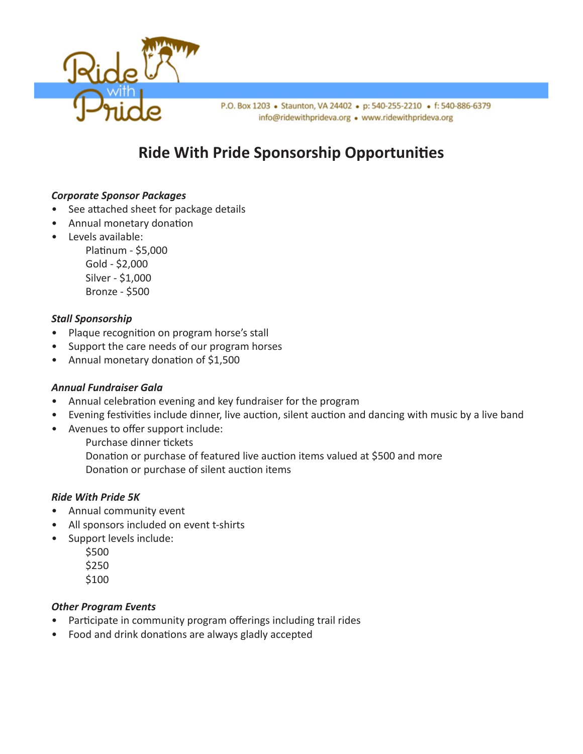Ride with Pride

P.O. Box 1203 • Staunton, VA 24402 • p: 540-255-2210 • f: 540-886-6379
info@ridewithprideva.org • www.ridewithprideva.org

# Ride With Pride Sponsorship Opportunities

***Corporate Sponsor Packages***

- See attached sheet for package details
- Annual monetary donation
- Levels available:
  - Platinum - $5,000
  - Gold - $2,000
  - Silver - $1,000
  - Bronze - $500

***Stall Sponsorship***

- Plaque recognition on program horse's stall
- Support the care needs of our program horses
- Annual monetary donation of $1,500

***Annual Fundraiser Gala***

- Annual celebration evening and key fundraiser for the program
- Evening festivities include dinner, live auction, silent auction and dancing with music by a live band
- Avenues to offer support include:
  - Purchase dinner tickets
  - Donation or purchase of featured live auction items valued at $500 and more
  - Donation or purchase of silent auction items

***Ride With Pride 5K***

- Annual community event
- All sponsors included on event t-shirts
- Support levels include:
  - $500
  - $250
  - $100

***Other Program Events***

- Participate in community program offerings including trail rides
- Food and drink donations are always gladly accepted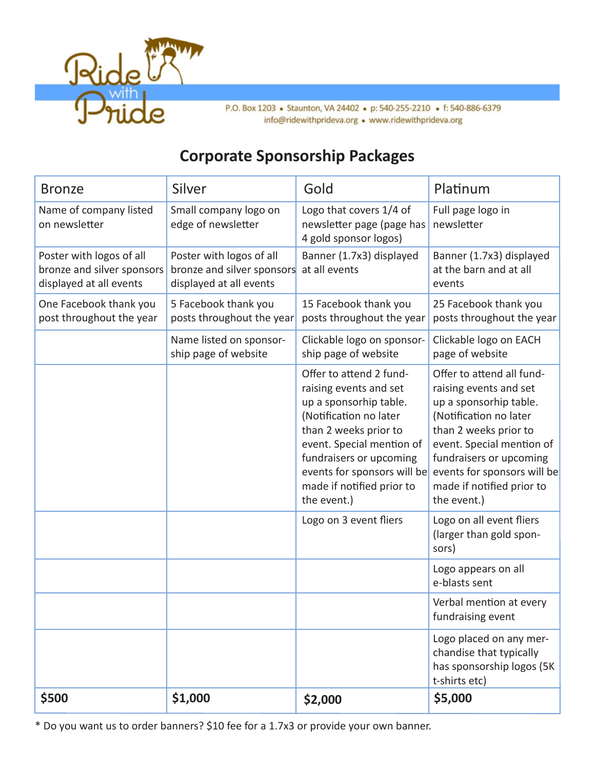Ride with Pride

P.O. Box 1203 • Staunton, VA 24402 • p: 540-255-2210 • f: 540-886-6379
info@ridewithprideva.org • www.ridewithprideva.org

# Corporate Sponsorship Packages

| Bronze | Silver | Gold | Platinum |
|---|---|---|---|
| Name of company listed on newsletter | Small company logo on edge of newsletter | Logo that covers 1/4 of newsletter page (page has 4 gold sponsor logos) | Full page logo in newsletter |
| Poster with logos of all bronze and silver sponsors displayed at all events | Poster with logos of all bronze and silver sponsors displayed at all events | Banner (1.7x3) displayed at all events | Banner (1.7x3) displayed at the barn and at all events |
| One Facebook thank you post throughout the year | 5 Facebook thank you posts throughout the year | 15 Facebook thank you posts throughout the year | 25 Facebook thank you posts throughout the year |
| | Name listed on sponsorship page of website | Clickable logo on sponsorship page of website | Clickable logo on EACH page of website |
| | | Offer to attend 2 fundraising events and set up a sponsorhip table. (Notification no later than 2 weeks prior to event. Special mention of fundraisers or upcoming events for sponsors will be made if notified prior to the event.) | Offer to attend all fundraising events and set up a sponsorhip table. (Notification no later than 2 weeks prior to event. Special mention of fundraisers or upcoming events for sponsors will be made if notified prior to the event.) |
| | | Logo on 3 event fliers | Logo on all event fliers (larger than gold sponsors) |
| | | | Logo appears on all e-blasts sent |
| | | | Verbal mention at every fundraising event |
| | | | Logo placed on any merchandise that typically has sponsorship logos (5K t-shirts etc) |
| **$500** | **$1,000** | **$2,000** | **$5,000** |

* Do you want us to order banners? $10 fee for a 1.7x3 or provide your own banner.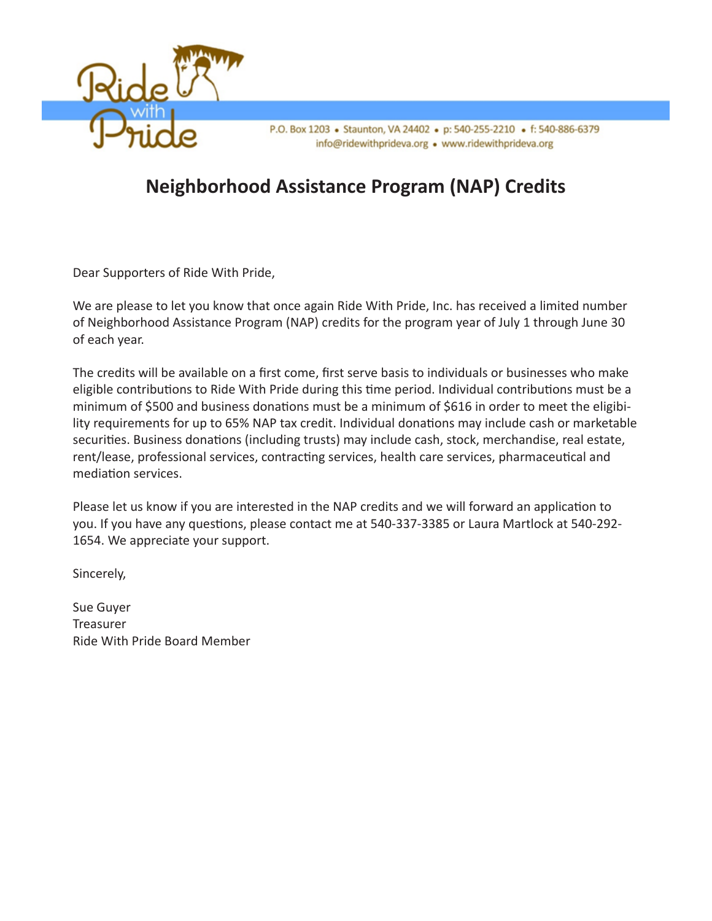P.O. Box 1203 • Staunton, VA 24402 • p: 540-255-2210 • f: 540-886-6379
info@ridewithprideva.org • www.ridewithprideva.org

# Neighborhood Assistance Program (NAP) Credits

Dear Supporters of Ride With Pride,

We are please to let you know that once again Ride With Pride, Inc. has received a limited number of Neighborhood Assistance Program (NAP) credits for the program year of July 1 through June 30 of each year.

The credits will be available on a first come, first serve basis to individuals or businesses who make eligible contributions to Ride With Pride during this time period. Individual contributions must be a minimum of $500 and business donations must be a minimum of $616 in order to meet the eligibility requirements for up to 65% NAP tax credit. Individual donations may include cash or marketable securities. Business donations (including trusts) may include cash, stock, merchandise, real estate, rent/lease, professional services, contracting services, health care services, pharmaceutical and mediation services.

Please let us know if you are interested in the NAP credits and we will forward an application to you. If you have any questions, please contact me at 540-337-3385 or Laura Martlock at 540-292-1654. We appreciate your support.

Sincerely,

Sue Guyer
Treasurer
Ride With Pride Board Member